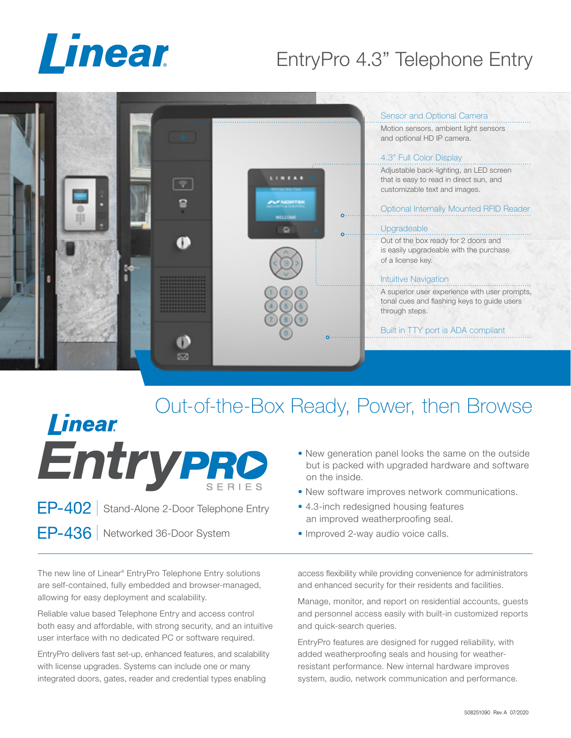# Linear

## EntryPro 4.3" Telephone Entry

**Sensor and Optional Camera**
Motion sensors, ambient light sensors and optional HD IP camera.

**4.3" Full Color Display**
Adjustable back-lighting, an LED screen that is easy to read in direct sun, and customizable text and images.

**Optional Internally Mounted RFID Reader**

**Upgradeable**
Out of the box ready for 2 doors and is easily upgradeable with the purchase of a license key.

**Intuitive Navigation**
A superior user experience with user prompts, tonal cues and flashing keys to guide users through steps.

**Built in TTY port is ADA compliant**

## Out-of-the-Box Ready, Power, then Browse

Linear EntryPRO SERIES

**EP-402** | Stand-Alone 2-Door Telephone Entry

**EP-436** | Networked 36-Door System

- New generation panel looks the same on the outside but is packed with upgraded hardware and software on the inside.
- New software improves network communications.
- 4.3-inch redesigned housing features an improved weatherproofing seal.
- Improved 2-way audio voice calls.

---

The new line of Linear® EntryPro Telephone Entry solutions are self-contained, fully embedded and browser-managed, allowing for easy deployment and scalability.

Reliable value based Telephone Entry and access control both easy and affordable, with strong security, and an intuitive user interface with no dedicated PC or software required.

EntryPro delivers fast set-up, enhanced features, and scalability with license upgrades. Systems can include one or many integrated doors, gates, reader and credential types enabling access flexibility while providing convenience for administrators and enhanced security for their residents and facilities.

Manage, monitor, and report on residential accounts, guests and personnel access easily with built-in customized reports and quick-search queries.

EntryPro features are designed for rugged reliability, with added weatherproofing seals and housing for weather-resistant performance. New internal hardware improves system, audio, network communication and performance.

508251090 Rev A 07/2020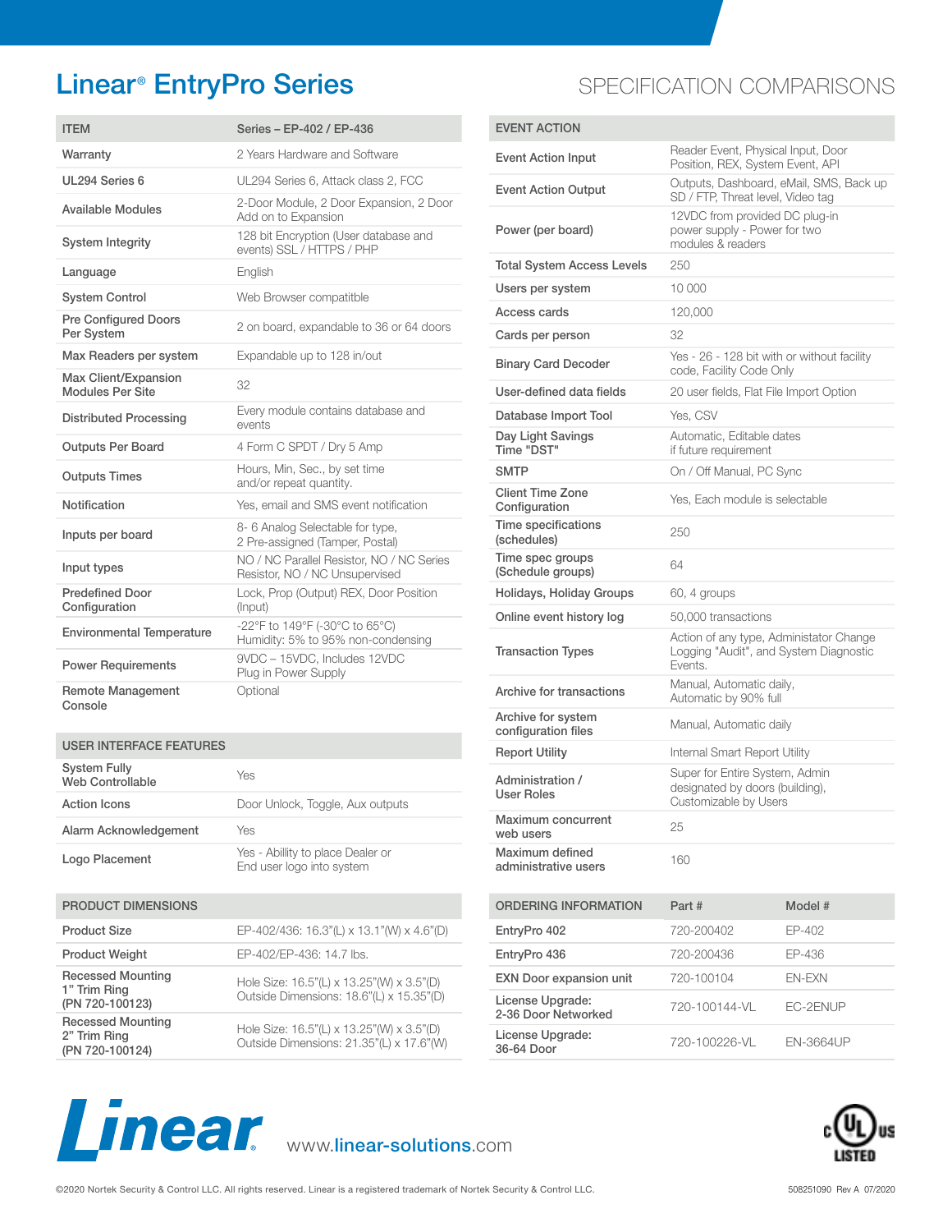# Linear® EntryPro Series

## SPECIFICATION COMPARISONS

| ITEM | Series – EP-402 / EP-436 |
|---|---|
| Warranty | 2 Years Hardware and Software |
| UL294 Series 6 | UL294 Series 6, Attack class 2, FCC |
| Available Modules | 2-Door Module, 2 Door Expansion, 2 Door Add on to Expansion |
| System Integrity | 128 bit Encryption (User database and events) SSL / HTTPS / PHP |
| Language | English |
| System Control | Web Browser compatitble |
| Pre Configured Doors Per System | 2 on board, expandable to 36 or 64 doors |
| Max Readers per system | Expandable up to 128 in/out |
| Max Client/Expansion Modules Per Site | 32 |
| Distributed Processing | Every module contains database and events |
| Outputs Per Board | 4 Form C SPDT / Dry 5 Amp |
| Outputs Times | Hours, Min, Sec., by set time and/or repeat quantity. |
| Notification | Yes, email and SMS event notification |
| Inputs per board | 8- 6 Analog Selectable for type, 2 Pre-assigned (Tamper, Postal) |
| Input types | NO / NC Parallel Resistor, NO / NC Series Resistor, NO / NC Unsupervised |
| Predefined Door Configuration | Lock, Prop (Output) REX, Door Position (Input) |
| Environmental Temperature | -22°F to 149°F (-30°C to 65°C) Humidity: 5% to 95% non-condensing |
| Power Requirements | 9VDC – 15VDC, Includes 12VDC Plug in Power Supply |
| Remote Management Console | Optional |

| USER INTERFACE FEATURES | |
|---|---|
| System Fully Web Controllable | Yes |
| Action Icons | Door Unlock, Toggle, Aux outputs |
| Alarm Acknowledgement | Yes |
| Logo Placement | Yes - Abillity to place Dealer or End user logo into system |

| PRODUCT DIMENSIONS | |
|---|---|
| Product Size | EP-402/436: 16.3"(L) x 13.1"(W) x 4.6"(D) |
| Product Weight | EP-402/EP-436: 14.7 lbs. |
| Recessed Mounting 1" Trim Ring (PN 720-100123) | Hole Size: 16.5"(L) x 13.25"(W) x 3.5"(D) Outside Dimensions: 18.6"(L) x 15.35"(D) |
| Recessed Mounting 2" Trim Ring (PN 720-100124) | Hole Size: 16.5"(L) x 13.25"(W) x 3.5"(D) Outside Dimensions: 21.35"(L) x 17.6"(W) |

| EVENT ACTION | |
|---|---|
| Event Action Input | Reader Event, Physical Input, Door Position, REX, System Event, API |
| Event Action Output | Outputs, Dashboard, eMail, SMS, Back up SD / FTP, Threat level, Video tag |
| Power (per board) | 12VDC from provided DC plug-in power supply - Power for two modules & readers |
| Total System Access Levels | 250 |
| Users per system | 10 000 |
| Access cards | 120,000 |
| Cards per person | 32 |
| Binary Card Decoder | Yes - 26 - 128 bit with or without facility code, Facility Code Only |
| User-defined data fields | 20 user fields, Flat File Import Option |
| Database Import Tool | Yes, CSV |
| Day Light Savings Time "DST" | Automatic, Editable dates if future requirement |
| SMTP | On / Off Manual, PC Sync |
| Client Time Zone Configuration | Yes, Each module is selectable |
| Time specifications (schedules) | 250 |
| Time spec groups (Schedule groups) | 64 |
| Holidays, Holiday Groups | 60, 4 groups |
| Online event history log | 50,000 transactions |
| Transaction Types | Action of any type, Administator Change Logging "Audit", and System Diagnostic Events. |
| Archive for transactions | Manual, Automatic daily, Automatic by 90% full |
| Archive for system configuration files | Manual, Automatic daily |
| Report Utility | Internal Smart Report Utility |
| Administration / User Roles | Super for Entire System, Admin designated by doors (building), Customizable by Users |
| Maximum concurrent web users | 25 |
| Maximum defined administrative users | 160 |

| ORDERING INFORMATION | Part # | Model # |
|---|---|---|
| EntryPro 402 | 720-200402 | EP-402 |
| EntryPro 436 | 720-200436 | EP-436 |
| EXN Door expansion unit | 720-100104 | EN-EXN |
| License Upgrade: 2-36 Door Networked | 720-100144-VL | EC-2ENUP |
| License Upgrade: 36-64 Door | 720-100226-VL | EN-3664UP |

Linear® www.linear-solutions.com

©2020 Nortek Security & Control LLC. All rights reserved. Linear is a registered trademark of Nortek Security & Control LLC.

508251090 Rev A 07/2020